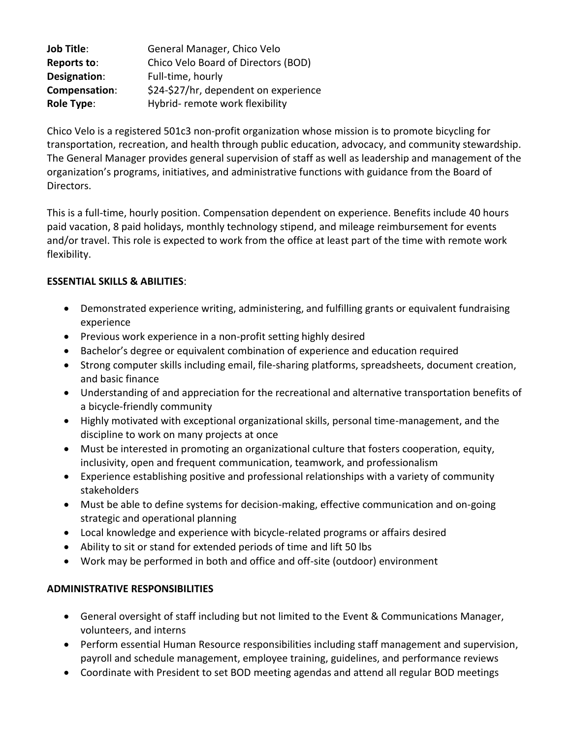**Job Title**: General Manager, Chico Velo
**Reports to**: Chico Velo Board of Directors (BOD)
**Designation**: Full-time, hourly
**Compensation**: $24-$27/hr, dependent on experience
**Role Type**: Hybrid- remote work flexibility

Chico Velo is a registered 501c3 non-profit organization whose mission is to promote bicycling for transportation, recreation, and health through public education, advocacy, and community stewardship. The General Manager provides general supervision of staff as well as leadership and management of the organization's programs, initiatives, and administrative functions with guidance from the Board of Directors.

This is a full-time, hourly position. Compensation dependent on experience. Benefits include 40 hours paid vacation, 8 paid holidays, monthly technology stipend, and mileage reimbursement for events and/or travel. This role is expected to work from the office at least part of the time with remote work flexibility.

**ESSENTIAL SKILLS & ABILITIES**:

- Demonstrated experience writing, administering, and fulfilling grants or equivalent fundraising experience
- Previous work experience in a non-profit setting highly desired
- Bachelor's degree or equivalent combination of experience and education required
- Strong computer skills including email, file-sharing platforms, spreadsheets, document creation, and basic finance
- Understanding of and appreciation for the recreational and alternative transportation benefits of a bicycle-friendly community
- Highly motivated with exceptional organizational skills, personal time-management, and the discipline to work on many projects at once
- Must be interested in promoting an organizational culture that fosters cooperation, equity, inclusivity, open and frequent communication, teamwork, and professionalism
- Experience establishing positive and professional relationships with a variety of community stakeholders
- Must be able to define systems for decision-making, effective communication and on-going strategic and operational planning
- Local knowledge and experience with bicycle-related programs or affairs desired
- Ability to sit or stand for extended periods of time and lift 50 lbs
- Work may be performed in both and office and off-site (outdoor) environment

**ADMINISTRATIVE RESPONSIBILITIES**

- General oversight of staff including but not limited to the Event & Communications Manager, volunteers, and interns
- Perform essential Human Resource responsibilities including staff management and supervision, payroll and schedule management, employee training, guidelines, and performance reviews
- Coordinate with President to set BOD meeting agendas and attend all regular BOD meetings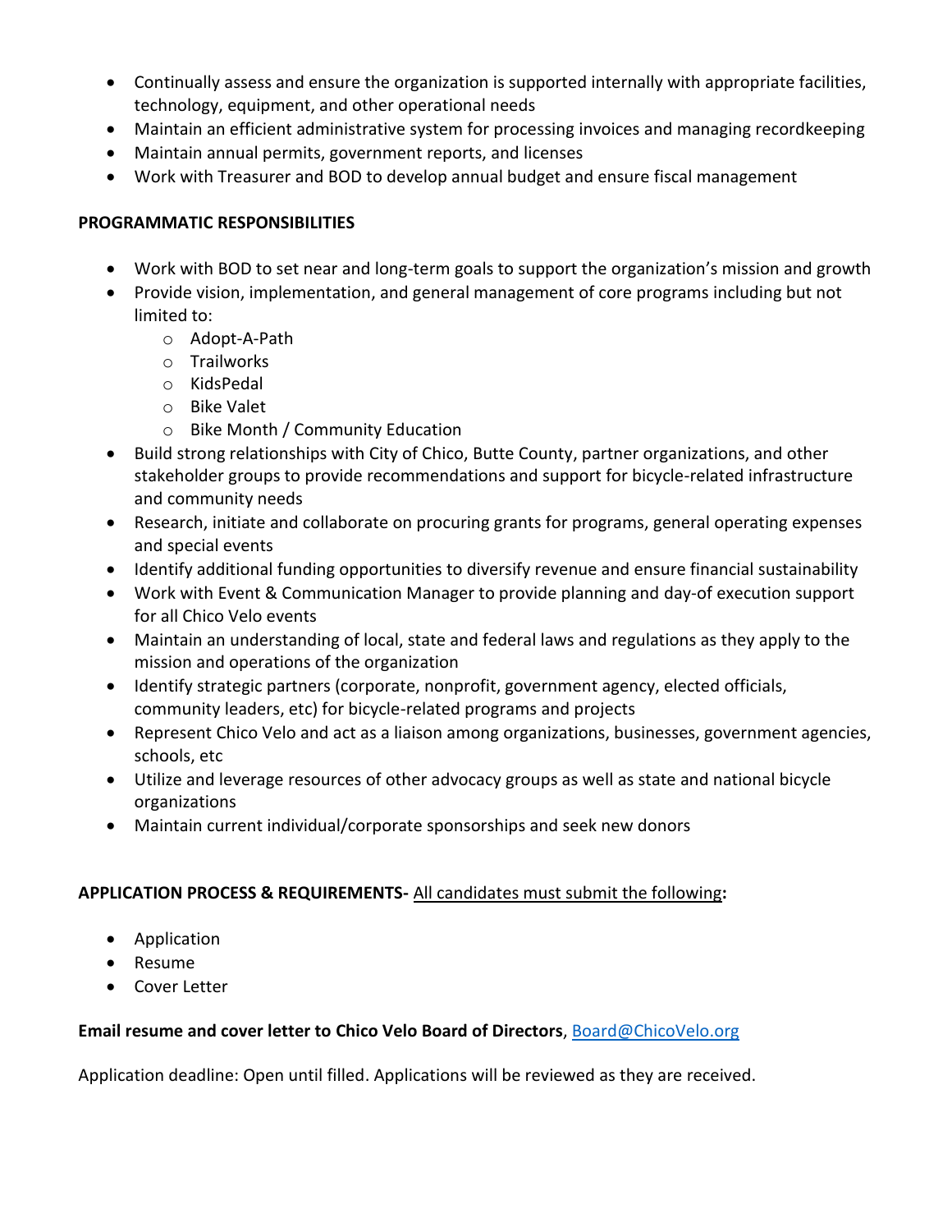- Continually assess and ensure the organization is supported internally with appropriate facilities, technology, equipment, and other operational needs
- Maintain an efficient administrative system for processing invoices and managing recordkeeping
- Maintain annual permits, government reports, and licenses
- Work with Treasurer and BOD to develop annual budget and ensure fiscal management

**PROGRAMMATIC RESPONSIBILITIES**

- Work with BOD to set near and long-term goals to support the organization's mission and growth
- Provide vision, implementation, and general management of core programs including but not limited to:
    - Adopt-A-Path
    - Trailworks
    - KidsPedal
    - Bike Valet
    - Bike Month / Community Education
- Build strong relationships with City of Chico, Butte County, partner organizations, and other stakeholder groups to provide recommendations and support for bicycle-related infrastructure and community needs
- Research, initiate and collaborate on procuring grants for programs, general operating expenses and special events
- Identify additional funding opportunities to diversify revenue and ensure financial sustainability
- Work with Event & Communication Manager to provide planning and day-of execution support for all Chico Velo events
- Maintain an understanding of local, state and federal laws and regulations as they apply to the mission and operations of the organization
- Identify strategic partners (corporate, nonprofit, government agency, elected officials, community leaders, etc) for bicycle-related programs and projects
- Represent Chico Velo and act as a liaison among organizations, businesses, government agencies, schools, etc
- Utilize and leverage resources of other advocacy groups as well as state and national bicycle organizations
- Maintain current individual/corporate sponsorships and seek new donors

**APPLICATION PROCESS & REQUIREMENTS-** All candidates must submit the following**:**

- Application
- Resume
- Cover Letter

**Email resume and cover letter to Chico Velo Board of Directors**, Board@ChicoVelo.org

Application deadline: Open until filled. Applications will be reviewed as they are received.